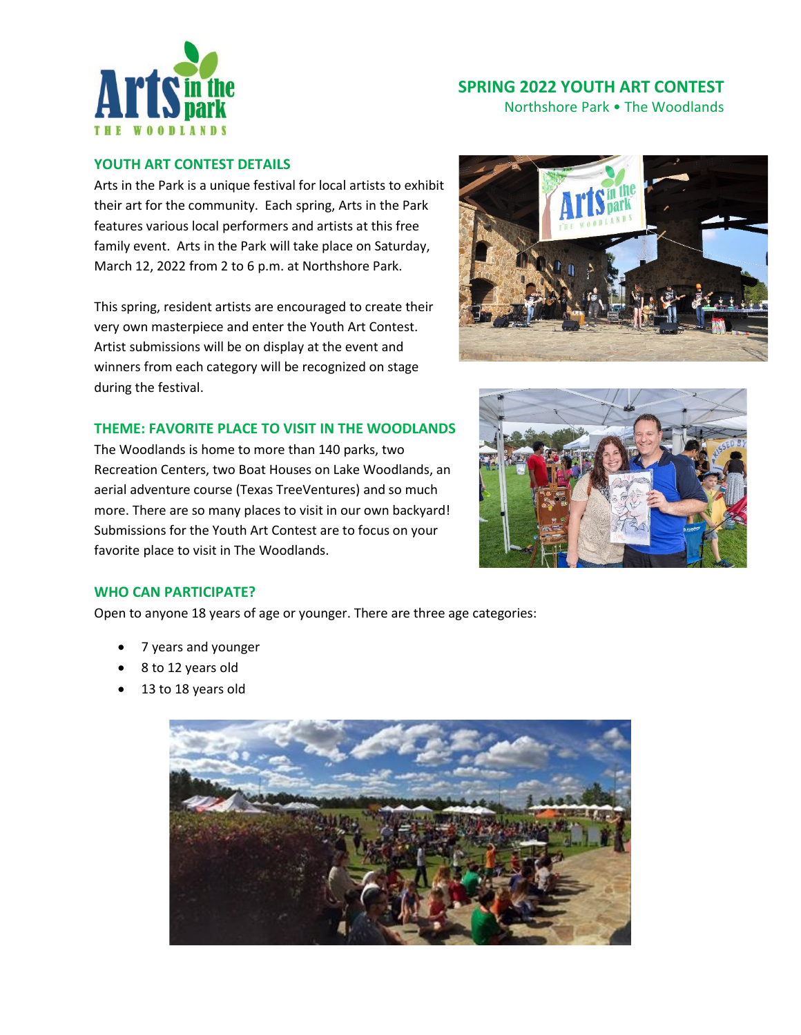# SPRING 2022 YOUTH ART CONTEST

Northshore Park • The Woodlands

## YOUTH ART CONTEST DETAILS

Arts in the Park is a unique festival for local artists to exhibit their art for the community. Each spring, Arts in the Park features various local performers and artists at this free family event. Arts in the Park will take place on Saturday, March 12, 2022 from 2 to 6 p.m. at Northshore Park.

This spring, resident artists are encouraged to create their very own masterpiece and enter the Youth Art Contest. Artist submissions will be on display at the event and winners from each category will be recognized on stage during the festival.

## THEME: FAVORITE PLACE TO VISIT IN THE WOODLANDS

The Woodlands is home to more than 140 parks, two Recreation Centers, two Boat Houses on Lake Woodlands, an aerial adventure course (Texas TreeVentures) and so much more. There are so many places to visit in our own backyard! Submissions for the Youth Art Contest are to focus on your favorite place to visit in The Woodlands.

## WHO CAN PARTICIPATE?

Open to anyone 18 years of age or younger. There are three age categories:

- 7 years and younger
- 8 to 12 years old
- 13 to 18 years old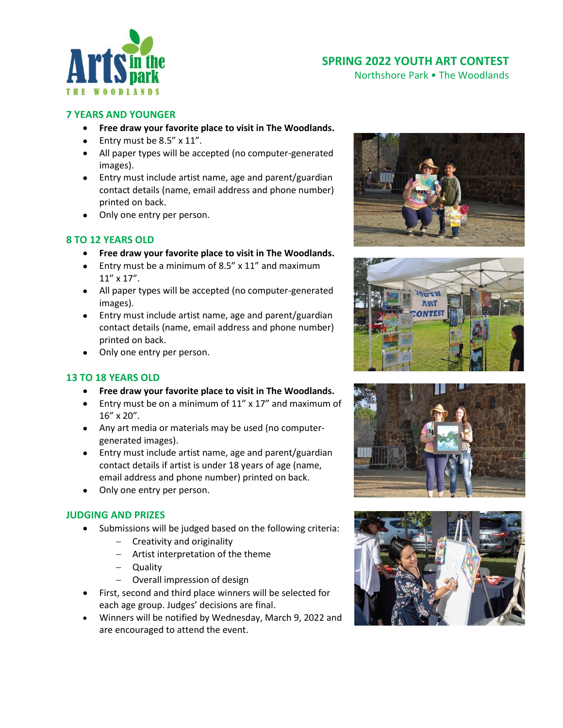# SPRING 2022 YOUTH ART CONTEST

Northshore Park • The Woodlands

## 7 YEARS AND YOUNGER

- **Free draw your favorite place to visit in The Woodlands.**
- Entry must be 8.5" x 11".
- All paper types will be accepted (no computer-generated images).
- Entry must include artist name, age and parent/guardian contact details (name, email address and phone number) printed on back.
- Only one entry per person.

## 8 TO 12 YEARS OLD

- **Free draw your favorite place to visit in The Woodlands.**
- Entry must be a minimum of 8.5" x 11" and maximum 11" x 17".
- All paper types will be accepted (no computer-generated images).
- Entry must include artist name, age and parent/guardian contact details (name, email address and phone number) printed on back.
- Only one entry per person.

## 13 TO 18 YEARS OLD

- **Free draw your favorite place to visit in The Woodlands.**
- Entry must be on a minimum of 11" x 17" and maximum of 16" x 20".
- Any art media or materials may be used (no computer-generated images).
- Entry must include artist name, age and parent/guardian contact details if artist is under 18 years of age (name, email address and phone number) printed on back.
- Only one entry per person.

## JUDGING AND PRIZES

- Submissions will be judged based on the following criteria:
  - Creativity and originality
  - Artist interpretation of the theme
  - Quality
  - Overall impression of design
- First, second and third place winners will be selected for each age group. Judges' decisions are final.
- Winners will be notified by Wednesday, March 9, 2022 and are encouraged to attend the event.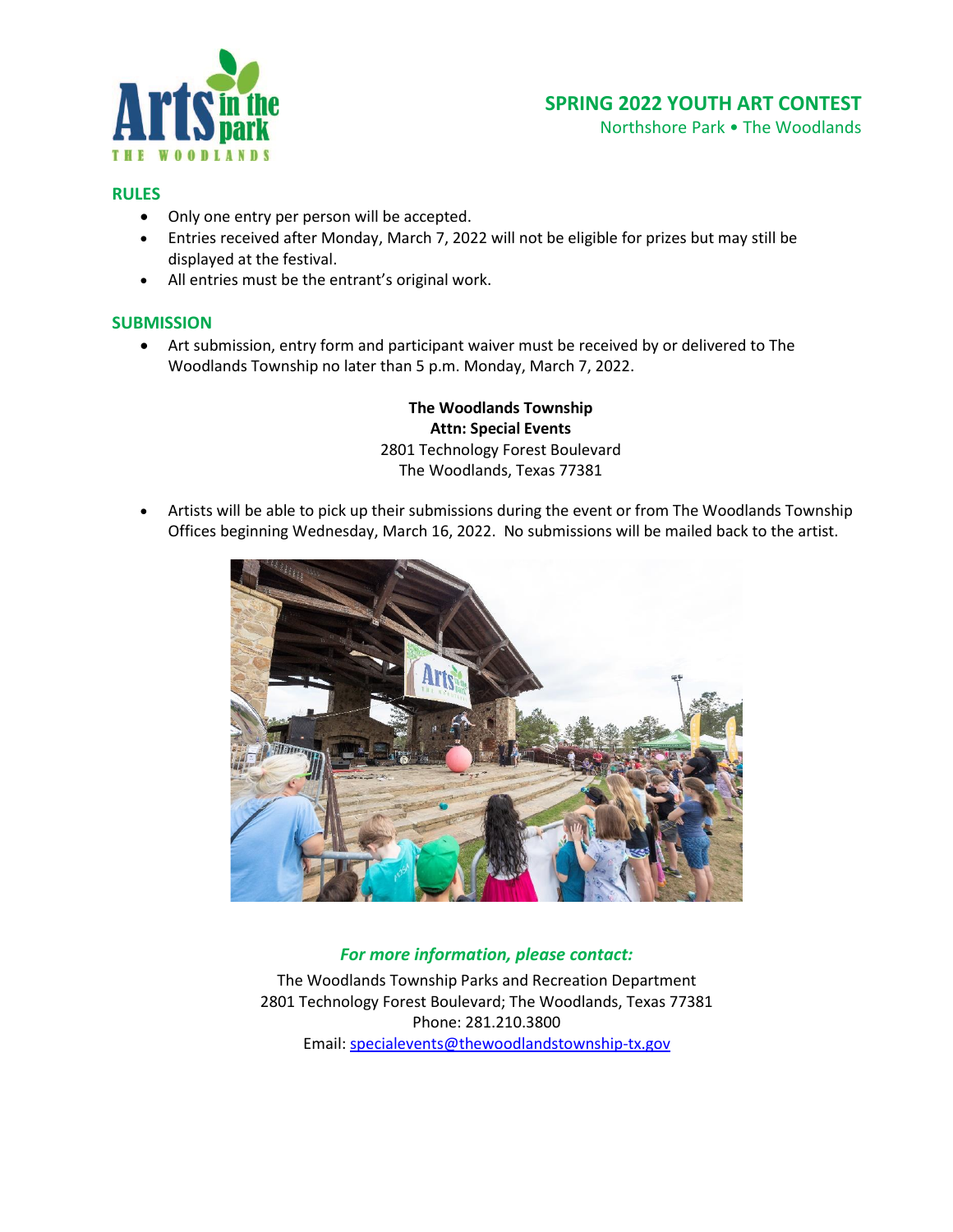## SPRING 2022 YOUTH ART CONTEST

Northshore Park • The Woodlands

### RULES

- Only one entry per person will be accepted.
- Entries received after Monday, March 7, 2022 will not be eligible for prizes but may still be displayed at the festival.
- All entries must be the entrant's original work.

### SUBMISSION

- Art submission, entry form and participant waiver must be received by or delivered to The Woodlands Township no later than 5 p.m. Monday, March 7, 2022.

**The Woodlands Township**
**Attn: Special Events**
2801 Technology Forest Boulevard
The Woodlands, Texas 77381

- Artists will be able to pick up their submissions during the event or from The Woodlands Township Offices beginning Wednesday, March 16, 2022. No submissions will be mailed back to the artist.

***For more information, please contact:***

The Woodlands Township Parks and Recreation Department
2801 Technology Forest Boulevard; The Woodlands, Texas 77381
Phone: 281.210.3800
Email: specialevents@thewoodlandstownship-tx.gov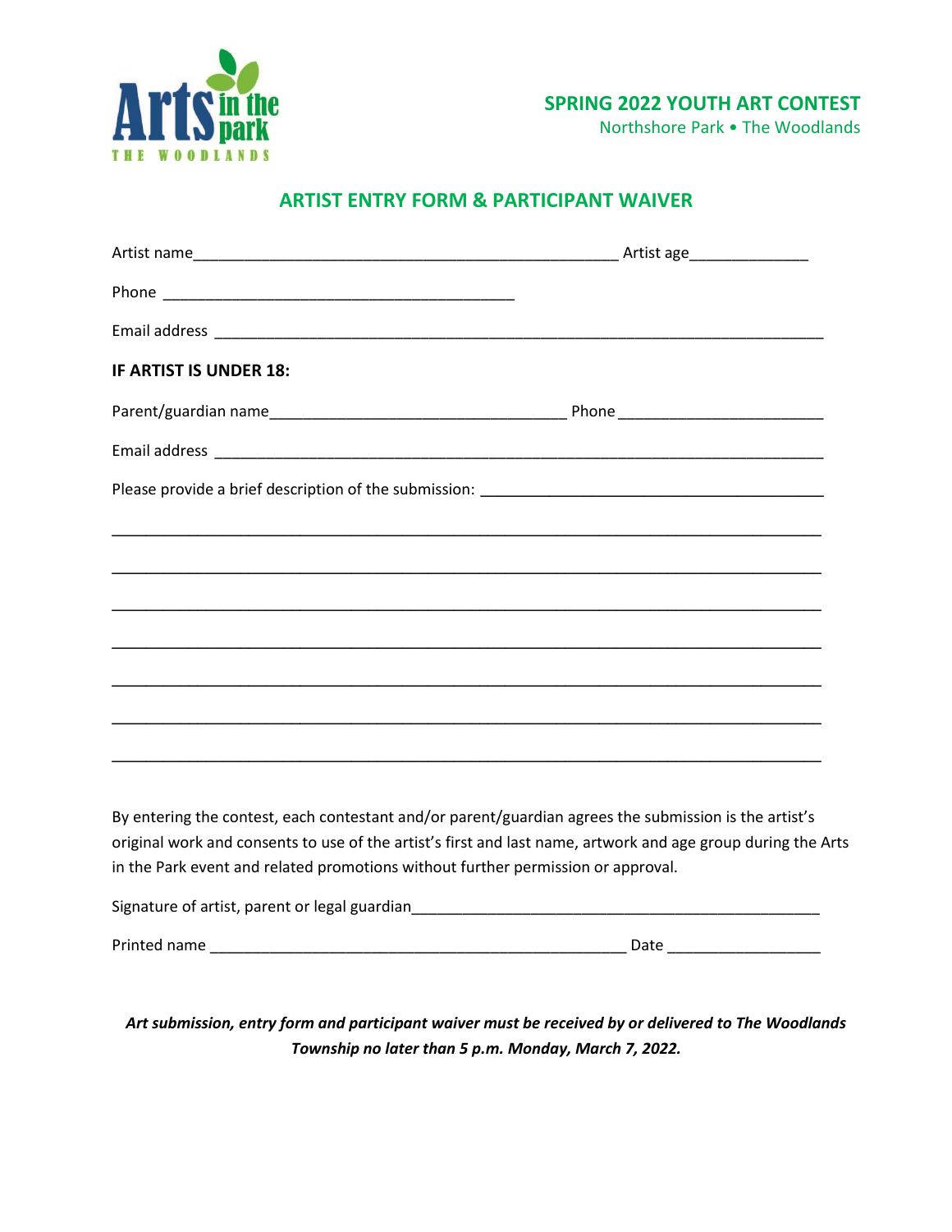Arts in the park
THE WOODLANDS

**SPRING 2022 YOUTH ART CONTEST**
Northshore Park • The Woodlands

## ARTIST ENTRY FORM & PARTICIPANT WAIVER

Artist name___________________________________________________ Artist age______________

Phone ___________________________________________

Email address ____________________________________________________________________________

**IF ARTIST IS UNDER 18:**

Parent/guardian name____________________________________ Phone _________________________

Email address ____________________________________________________________________________

Please provide a brief description of the submission: __________________________________________

______________________________________________________________________________________

______________________________________________________________________________________

______________________________________________________________________________________

______________________________________________________________________________________

______________________________________________________________________________________

______________________________________________________________________________________

______________________________________________________________________________________

By entering the contest, each contestant and/or parent/guardian agrees the submission is the artist's original work and consents to use of the artist's first and last name, artwork and age group during the Arts in the Park event and related promotions without further permission or approval.

Signature of artist, parent or legal guardian__________________________________________________

Printed name ___________________________________________________ Date ___________________

***Art submission, entry form and participant waiver must be received by or delivered to The Woodlands Township no later than 5 p.m. Monday, March 7, 2022.***